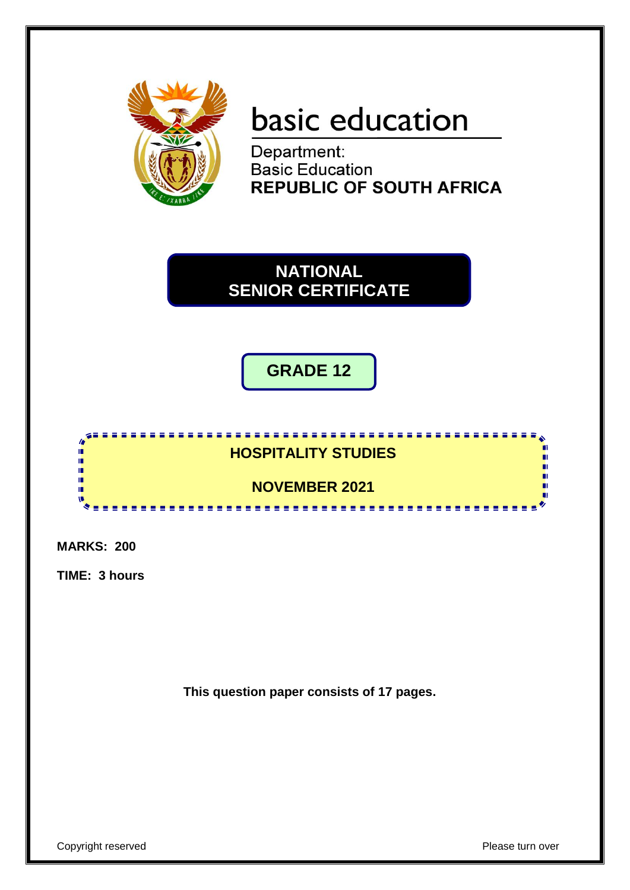basic education

Department:
Basic Education
**REPUBLIC OF SOUTH AFRICA**

# NATIONAL SENIOR CERTIFICATE

## GRADE 12

## HOSPITALITY STUDIES

## NOVEMBER 2021

**MARKS: 200**

**TIME: 3 hours**

**This question paper consists of 17 pages.**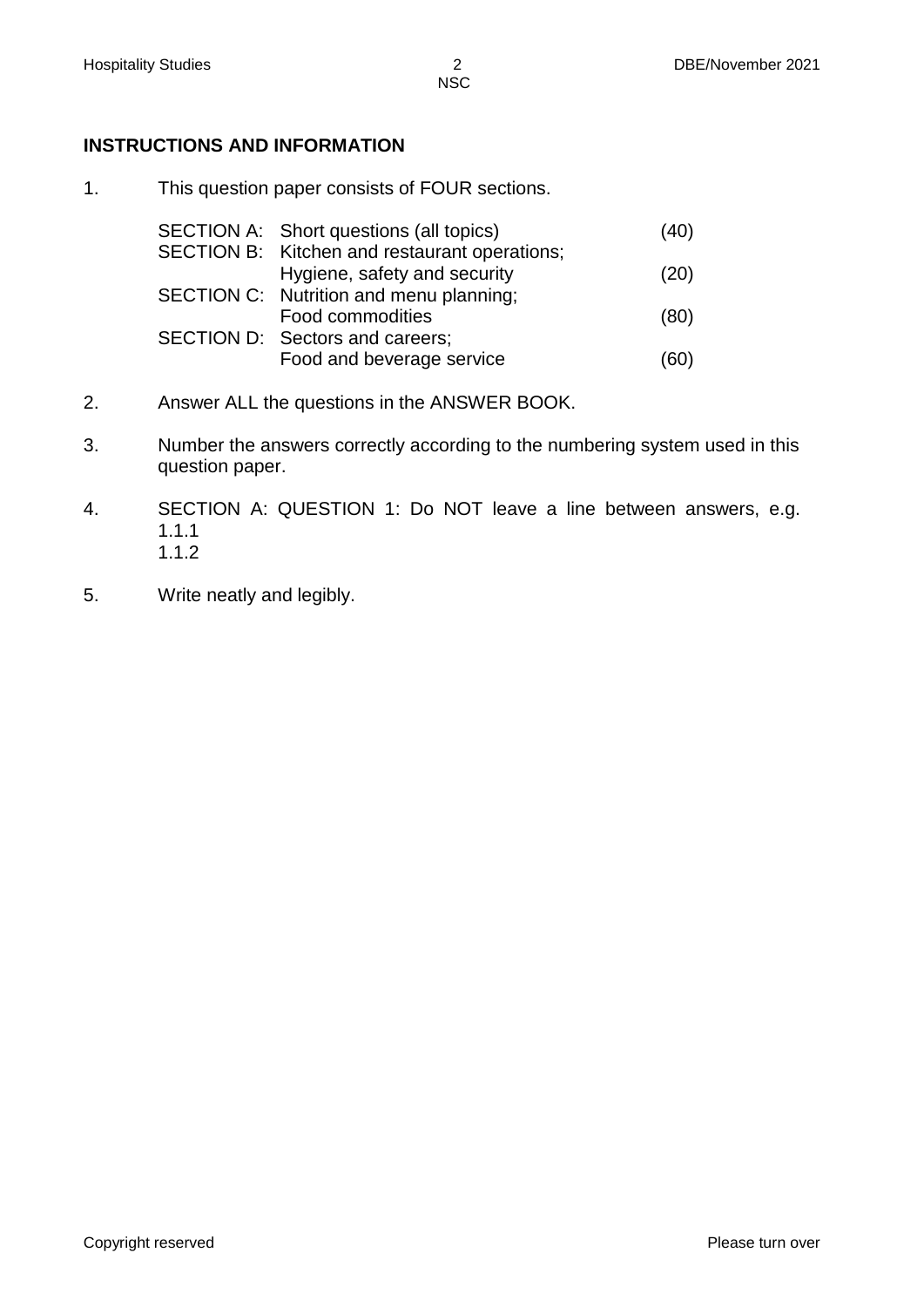**INSTRUCTIONS AND INFORMATION**

1. This question paper consists of FOUR sections.

| | | |
|---|---|---|
| SECTION A: | Short questions (all topics) | (40) |
| SECTION B: | Kitchen and restaurant operations; Hygiene, safety and security | (20) |
| SECTION C: | Nutrition and menu planning; Food commodities | (80) |
| SECTION D: | Sectors and careers; Food and beverage service | (60) |

2. Answer ALL the questions in the ANSWER BOOK.

3. Number the answers correctly according to the numbering system used in this question paper.

4. SECTION A: QUESTION 1: Do NOT leave a line between answers, e.g.
   1.1.1
   1.1.2

5. Write neatly and legibly.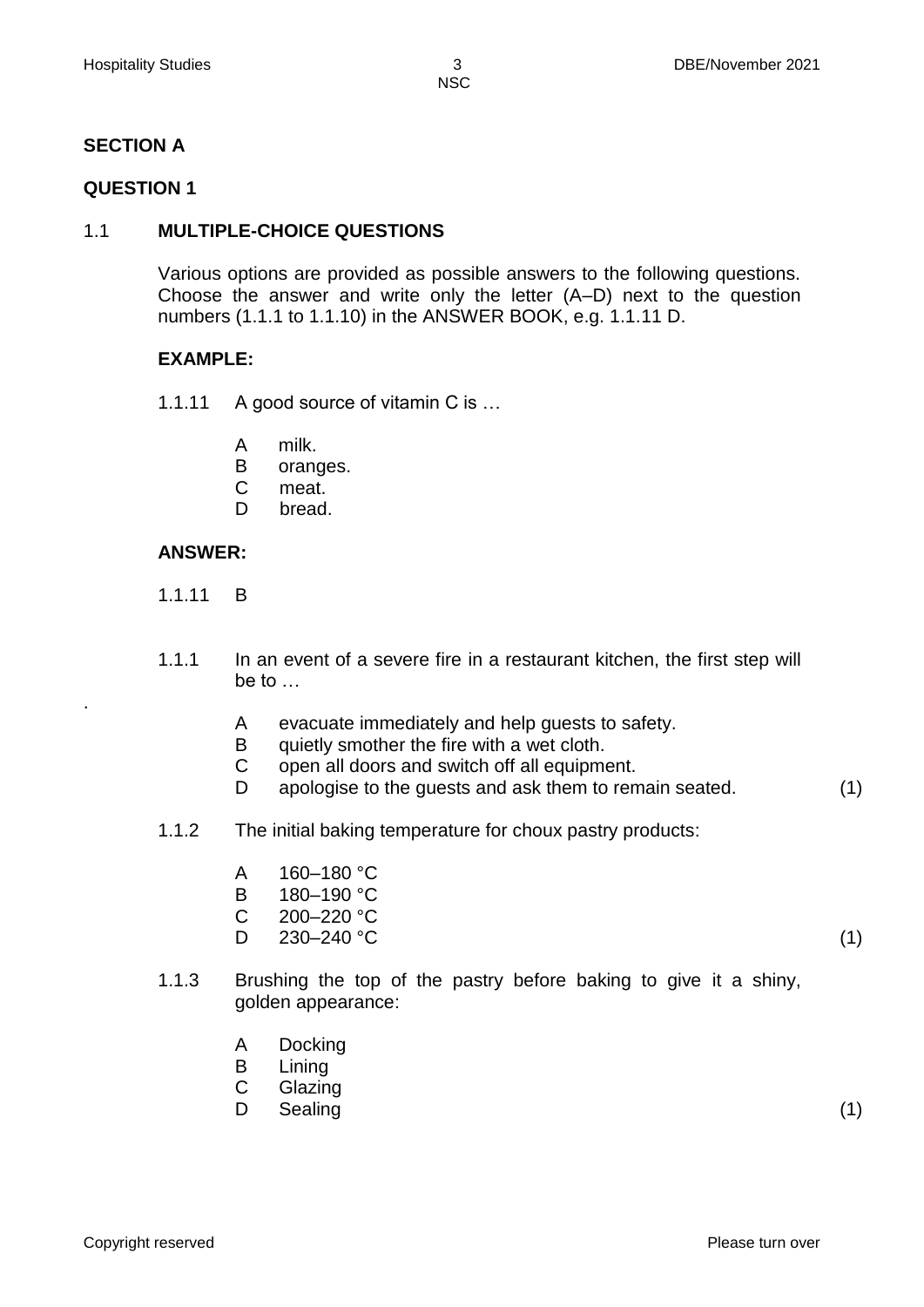## SECTION A

### QUESTION 1

### 1.1 MULTIPLE-CHOICE QUESTIONS

Various options are provided as possible answers to the following questions. Choose the answer and write only the letter (A–D) next to the question numbers (1.1.1 to 1.1.10) in the ANSWER BOOK, e.g. 1.1.11 D.

**EXAMPLE:**

1.1.11 A good source of vitamin C is …

- A milk.
- B oranges.
- C meat.
- D bread.

**ANSWER:**

1.1.11 B

1.1.1 In an event of a severe fire in a restaurant kitchen, the first step will be to …

- A evacuate immediately and help guests to safety.
- B quietly smother the fire with a wet cloth.
- C open all doors and switch off all equipment.
- D apologise to the guests and ask them to remain seated. (1)

1.1.2 The initial baking temperature for choux pastry products:

- A 160–180 °C
- B 180–190 °C
- C 200–220 °C
- D 230–240 °C (1)

1.1.3 Brushing the top of the pastry before baking to give it a shiny, golden appearance:

- A Docking
- B Lining
- C Glazing
- D Sealing (1)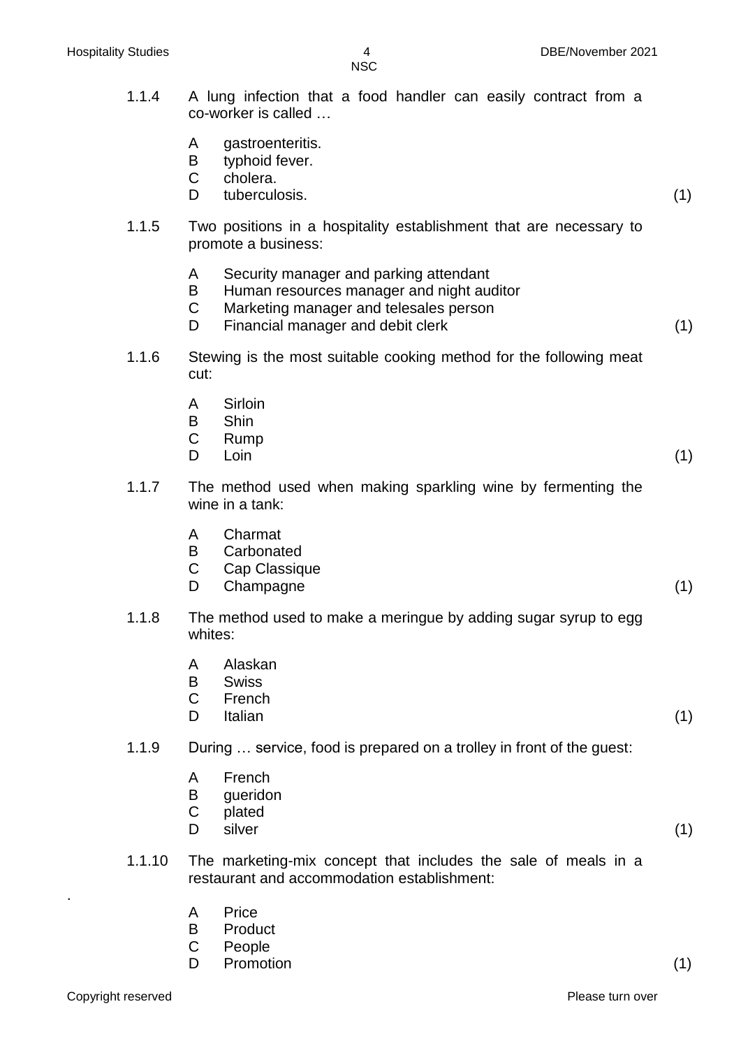1.1.4 A lung infection that a food handler can easily contract from a co-worker is called …

A gastroenteritis.
B typhoid fever.
C cholera.
D tuberculosis. (1)

1.1.5 Two positions in a hospitality establishment that are necessary to promote a business:

A Security manager and parking attendant
B Human resources manager and night auditor
C Marketing manager and telesales person
D Financial manager and debit clerk (1)

1.1.6 Stewing is the most suitable cooking method for the following meat cut:

A Sirloin
B Shin
C Rump
D Loin (1)

1.1.7 The method used when making sparkling wine by fermenting the wine in a tank:

A Charmat
B Carbonated
C Cap Classique
D Champagne (1)

1.1.8 The method used to make a meringue by adding sugar syrup to egg whites:

A Alaskan
B Swiss
C French
D Italian (1)

1.1.9 During … service, food is prepared on a trolley in front of the guest:

A French
B gueridon
C plated
D silver (1)

1.1.10 The marketing-mix concept that includes the sale of meals in a restaurant and accommodation establishment:

A Price
B Product
C People
D Promotion (1)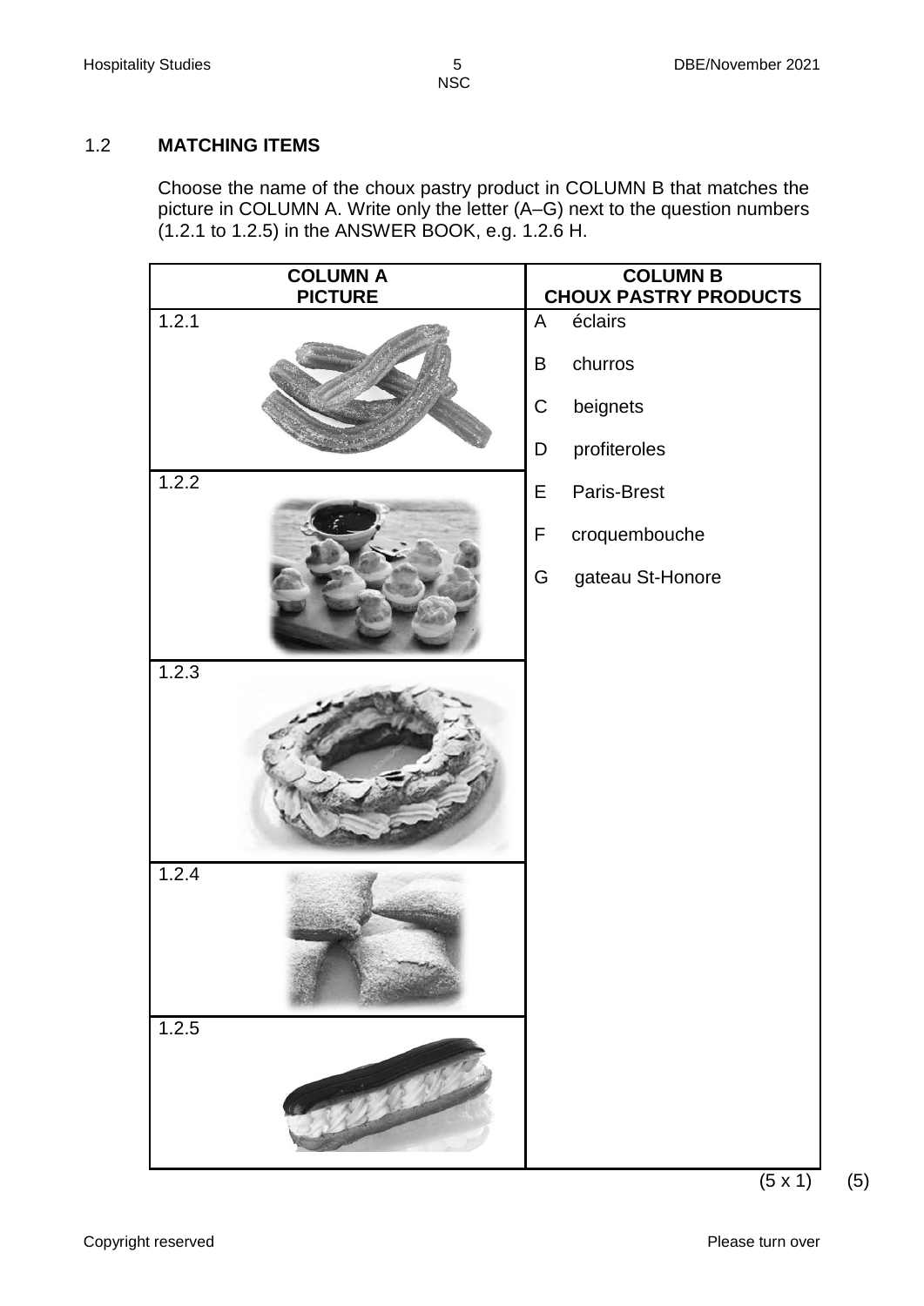## 1.2 MATCHING ITEMS

Choose the name of the choux pastry product in COLUMN B that matches the picture in COLUMN A. Write only the letter (A–G) next to the question numbers (1.2.1 to 1.2.5) in the ANSWER BOOK, e.g. 1.2.6 H.

| COLUMN A PICTURE | COLUMN B CHOUX PASTRY PRODUCTS |
|---|---|
| 1.2.1 | A éclairs<br>B churros<br>C beignets<br>D profiteroles |
| 1.2.2 | E Paris-Brest<br>F croquembouche<br>G gateau St-Honore |
| 1.2.3 | |
| 1.2.4 | |
| 1.2.5 | |

(5 x 1) (5)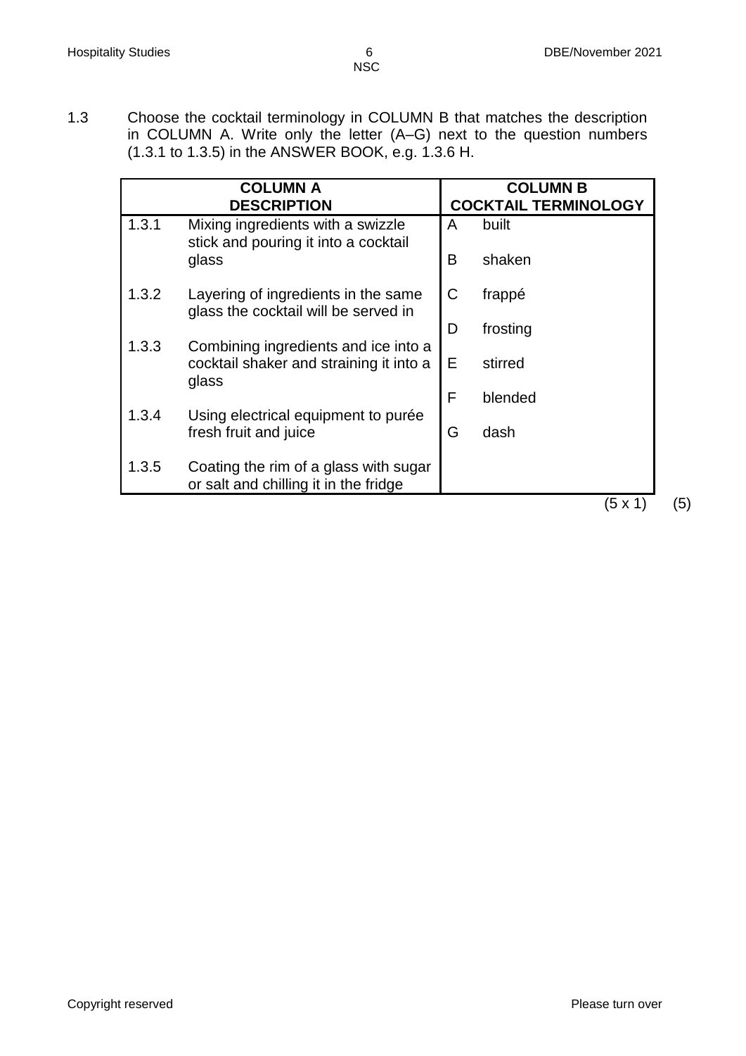1.3 Choose the cocktail terminology in COLUMN B that matches the description in COLUMN A. Write only the letter (A–G) next to the question numbers (1.3.1 to 1.3.5) in the ANSWER BOOK, e.g. 1.3.6 H.

| COLUMN A DESCRIPTION | | COLUMN B COCKTAIL TERMINOLOGY | |
|---|---|---|---|
| 1.3.1 | Mixing ingredients with a swizzle stick and pouring it into a cocktail glass | A | built |
| | | B | shaken |
| 1.3.2 | Layering of ingredients in the same glass the cocktail will be served in | C | frappé |
| | | D | frosting |
| 1.3.3 | Combining ingredients and ice into a cocktail shaker and straining it into a glass | E | stirred |
| | | F | blended |
| 1.3.4 | Using electrical equipment to purée fresh fruit and juice | G | dash |
| 1.3.5 | Coating the rim of a glass with sugar or salt and chilling it in the fridge | | |

(5 x 1) (5)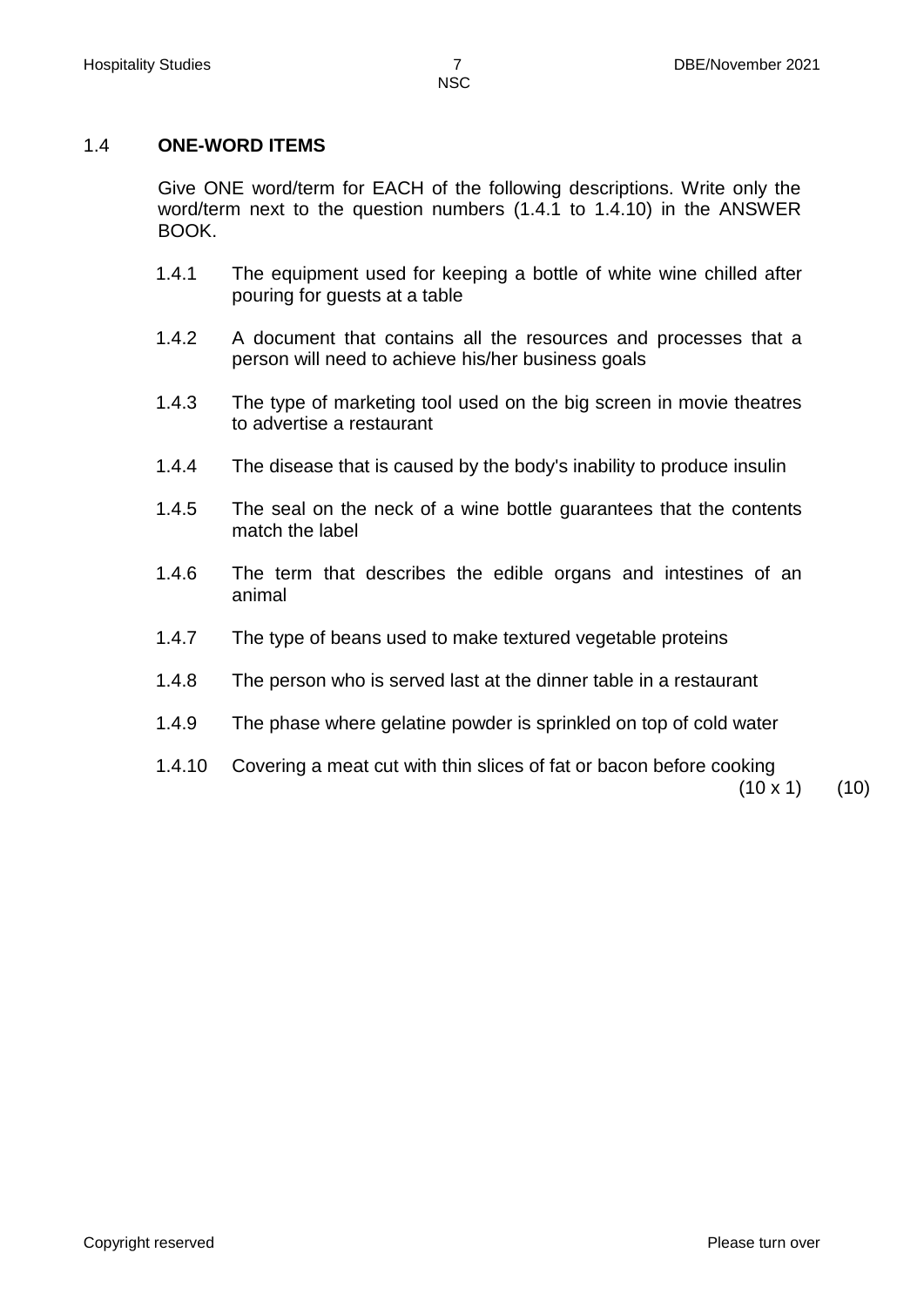## 1.4 **ONE-WORD ITEMS**

Give ONE word/term for EACH of the following descriptions. Write only the word/term next to the question numbers (1.4.1 to 1.4.10) in the ANSWER BOOK.

1.4.1 The equipment used for keeping a bottle of white wine chilled after pouring for guests at a table

1.4.2 A document that contains all the resources and processes that a person will need to achieve his/her business goals

1.4.3 The type of marketing tool used on the big screen in movie theatres to advertise a restaurant

1.4.4 The disease that is caused by the body's inability to produce insulin

1.4.5 The seal on the neck of a wine bottle guarantees that the contents match the label

1.4.6 The term that describes the edible organs and intestines of an animal

1.4.7 The type of beans used to make textured vegetable proteins

1.4.8 The person who is served last at the dinner table in a restaurant

1.4.9 The phase where gelatine powder is sprinkled on top of cold water

1.4.10 Covering a meat cut with thin slices of fat or bacon before cooking

(10 x 1) (10)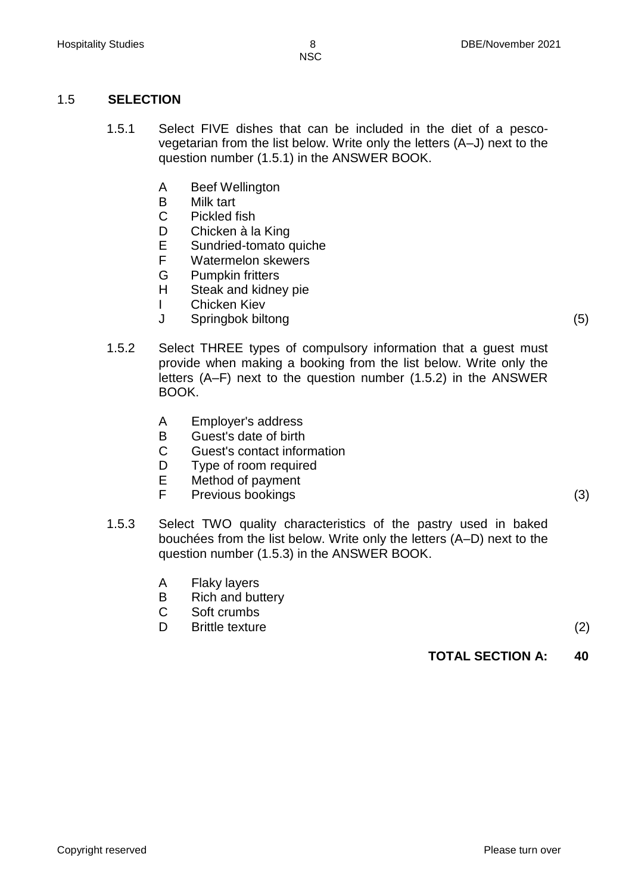## 1.5 SELECTION

1.5.1 Select FIVE dishes that can be included in the diet of a pesco-vegetarian from the list below. Write only the letters (A–J) next to the question number (1.5.1) in the ANSWER BOOK.

- A Beef Wellington
- B Milk tart
- C Pickled fish
- D Chicken à la King
- E Sundried-tomato quiche
- F Watermelon skewers
- G Pumpkin fritters
- H Steak and kidney pie
- I Chicken Kiev
- J Springbok biltong

(5)

1.5.2 Select THREE types of compulsory information that a guest must provide when making a booking from the list below. Write only the letters (A–F) next to the question number (1.5.2) in the ANSWER BOOK.

- A Employer's address
- B Guest's date of birth
- C Guest's contact information
- D Type of room required
- E Method of payment
- F Previous bookings

(3)

1.5.3 Select TWO quality characteristics of the pastry used in baked bouchées from the list below. Write only the letters (A–D) next to the question number (1.5.3) in the ANSWER BOOK.

- A Flaky layers
- B Rich and buttery
- C Soft crumbs
- D Brittle texture

(2)

**TOTAL SECTION A: 40**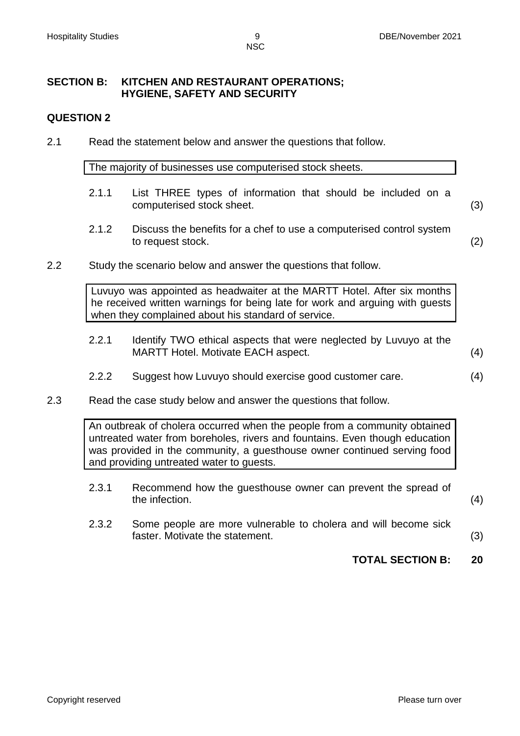## SECTION B: KITCHEN AND RESTAURANT OPERATIONS; HYGIENE, SAFETY AND SECURITY

### QUESTION 2

2.1 Read the statement below and answer the questions that follow.

> The majority of businesses use computerised stock sheets.

2.1.1 List THREE types of information that should be included on a computerised stock sheet. (3)

2.1.2 Discuss the benefits for a chef to use a computerised control system to request stock. (2)

2.2 Study the scenario below and answer the questions that follow.

> Luvuyo was appointed as headwaiter at the MARTT Hotel. After six months he received written warnings for being late for work and arguing with guests when they complained about his standard of service.

2.2.1 Identify TWO ethical aspects that were neglected by Luvuyo at the MARTT Hotel. Motivate EACH aspect. (4)

2.2.2 Suggest how Luvuyo should exercise good customer care. (4)

2.3 Read the case study below and answer the questions that follow.

> An outbreak of cholera occurred when the people from a community obtained untreated water from boreholes, rivers and fountains. Even though education was provided in the community, a guesthouse owner continued serving food and providing untreated water to guests.

2.3.1 Recommend how the guesthouse owner can prevent the spread of the infection. (4)

2.3.2 Some people are more vulnerable to cholera and will become sick faster. Motivate the statement. (3)

**TOTAL SECTION B: 20**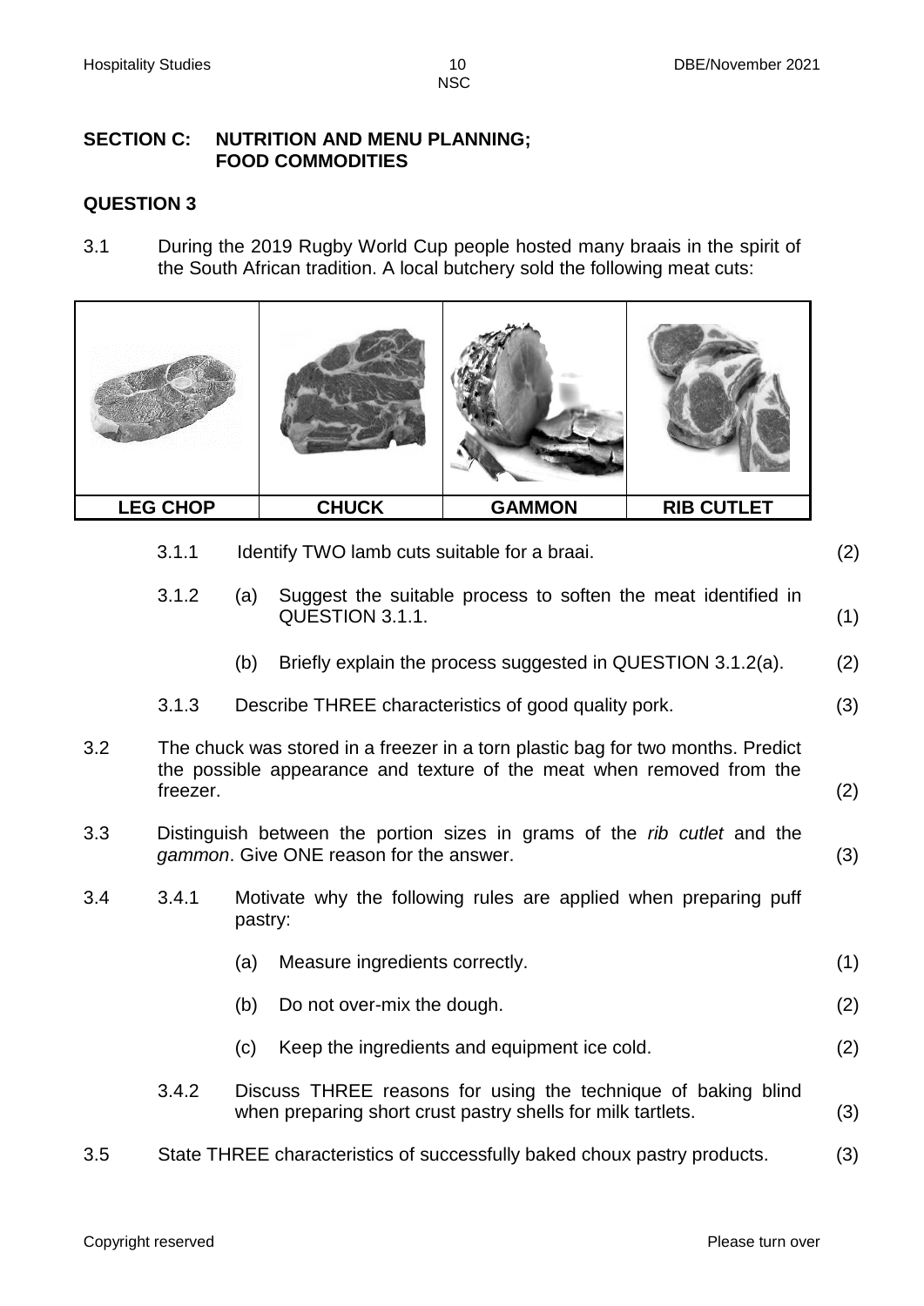## SECTION C: NUTRITION AND MENU PLANNING; FOOD COMMODITIES

### QUESTION 3

3.1 During the 2019 Rugby World Cup people hosted many braais in the spirit of the South African tradition. A local butchery sold the following meat cuts:

| LEG CHOP | CHUCK | GAMMON | RIB CUTLET |
|---|---|---|---|

3.1.1 Identify TWO lamb cuts suitable for a braai. (2)

3.1.2 (a) Suggest the suitable process to soften the meat identified in QUESTION 3.1.1. (1)

(b) Briefly explain the process suggested in QUESTION 3.1.2(a). (2)

3.1.3 Describe THREE characteristics of good quality pork. (3)

3.2 The chuck was stored in a freezer in a torn plastic bag for two months. Predict the possible appearance and texture of the meat when removed from the freezer. (2)

3.3 Distinguish between the portion sizes in grams of the *rib cutlet* and the *gammon*. Give ONE reason for the answer. (3)

3.4 3.4.1 Motivate why the following rules are applied when preparing puff pastry:

(a) Measure ingredients correctly. (1)

(b) Do not over-mix the dough. (2)

(c) Keep the ingredients and equipment ice cold. (2)

3.4.2 Discuss THREE reasons for using the technique of baking blind when preparing short crust pastry shells for milk tartlets. (3)

3.5 State THREE characteristics of successfully baked choux pastry products. (3)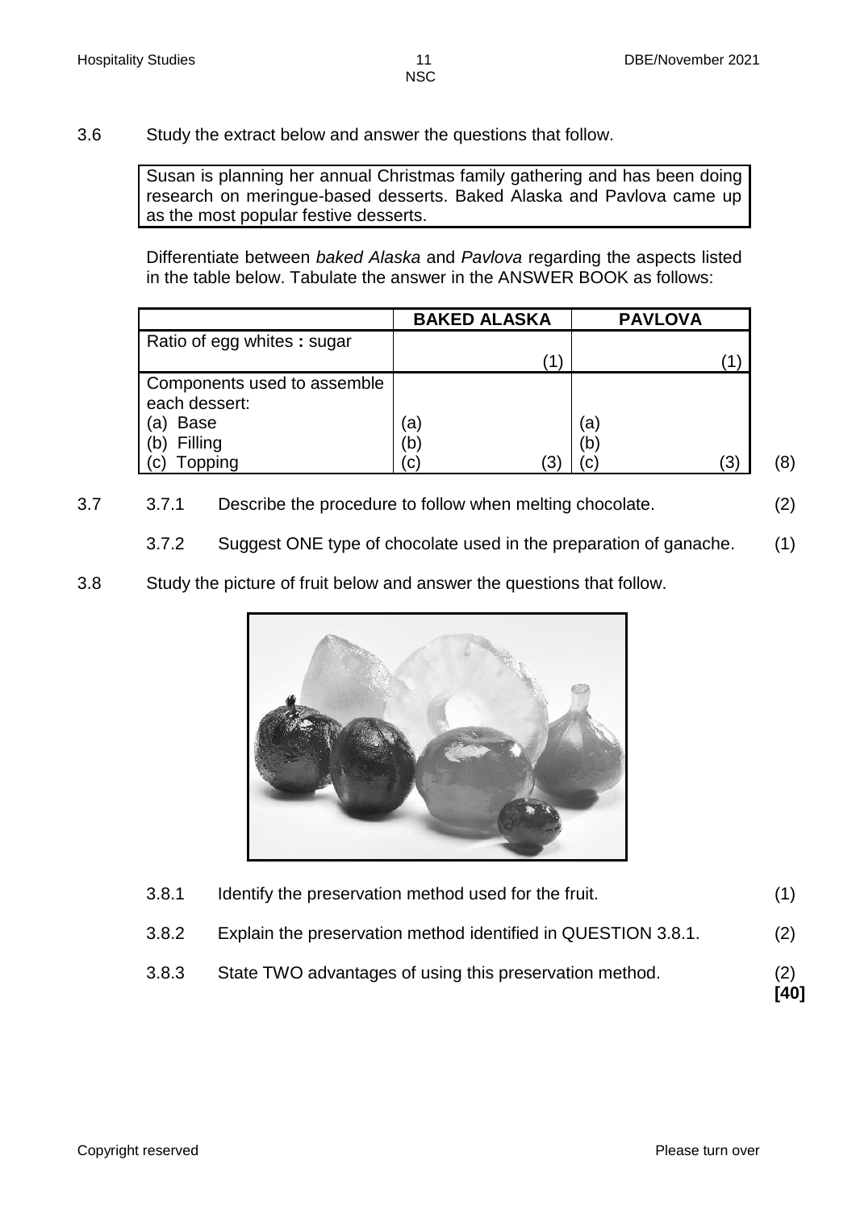3.6 Study the extract below and answer the questions that follow.

> Susan is planning her annual Christmas family gathering and has been doing research on meringue-based desserts. Baked Alaska and Pavlova came up as the most popular festive desserts.

Differentiate between *baked Alaska* and *Pavlova* regarding the aspects listed in the table below. Tabulate the answer in the ANSWER BOOK as follows:

| | **BAKED ALASKA** | **PAVLOVA** |
|---|---|---|
| Ratio of egg whites **:** sugar | (1) | (1) |
| Components used to assemble each dessert:<br>(a) Base<br>(b) Filling<br>(c) Topping | (a)<br>(b)<br>(c) (3) | (a)<br>(b)<br>(c) (3) |

(8)

3.7 3.7.1 Describe the procedure to follow when melting chocolate. (2)

3.7.2 Suggest ONE type of chocolate used in the preparation of ganache. (1)

3.8 Study the picture of fruit below and answer the questions that follow.

3.8.1 Identify the preservation method used for the fruit. (1)

3.8.2 Explain the preservation method identified in QUESTION 3.8.1. (2)

3.8.3 State TWO advantages of using this preservation method. (2)

**[40]**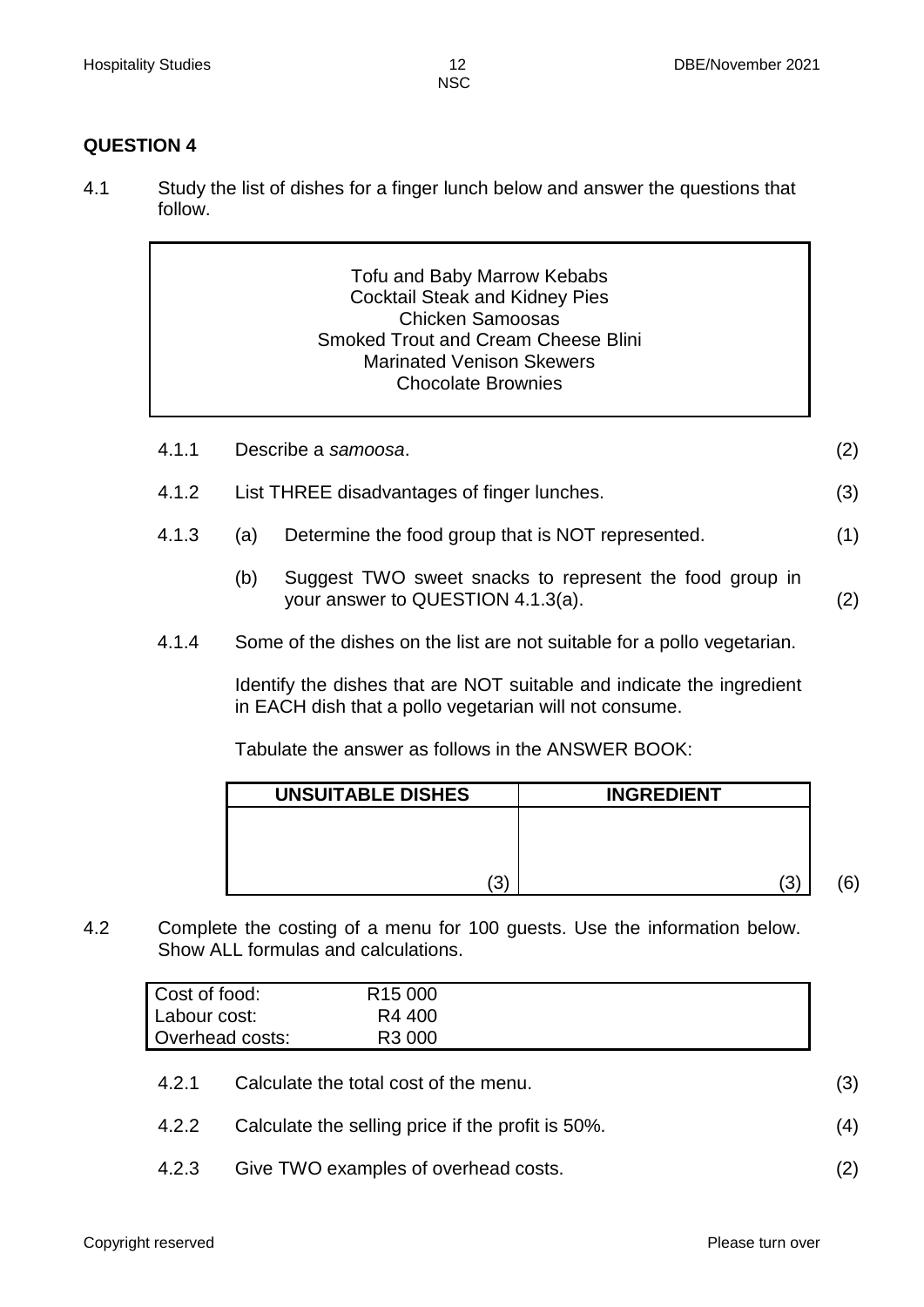## QUESTION 4

4.1 Study the list of dishes for a finger lunch below and answer the questions that follow.

> Tofu and Baby Marrow Kebabs
> Cocktail Steak and Kidney Pies
> Chicken Samoosas
> Smoked Trout and Cream Cheese Blini
> Marinated Venison Skewers
> Chocolate Brownies

4.1.1 Describe a *samoosa*. (2)

4.1.2 List THREE disadvantages of finger lunches. (3)

4.1.3 (a) Determine the food group that is NOT represented. (1)

(b) Suggest TWO sweet snacks to represent the food group in your answer to QUESTION 4.1.3(a). (2)

4.1.4 Some of the dishes on the list are not suitable for a pollo vegetarian.

Identify the dishes that are NOT suitable and indicate the ingredient in EACH dish that a pollo vegetarian will not consume.

Tabulate the answer as follows in the ANSWER BOOK:

| UNSUITABLE DISHES | INGREDIENT |
|---|---|
| (3) | (3) |

(6)

4.2 Complete the costing of a menu for 100 guests. Use the information below. Show ALL formulas and calculations.

| | |
|---|---|
| Cost of food: | R15 000 |
| Labour cost: | R4 400 |
| Overhead costs: | R3 000 |

4.2.1 Calculate the total cost of the menu. (3)

4.2.2 Calculate the selling price if the profit is 50%. (4)

4.2.3 Give TWO examples of overhead costs. (2)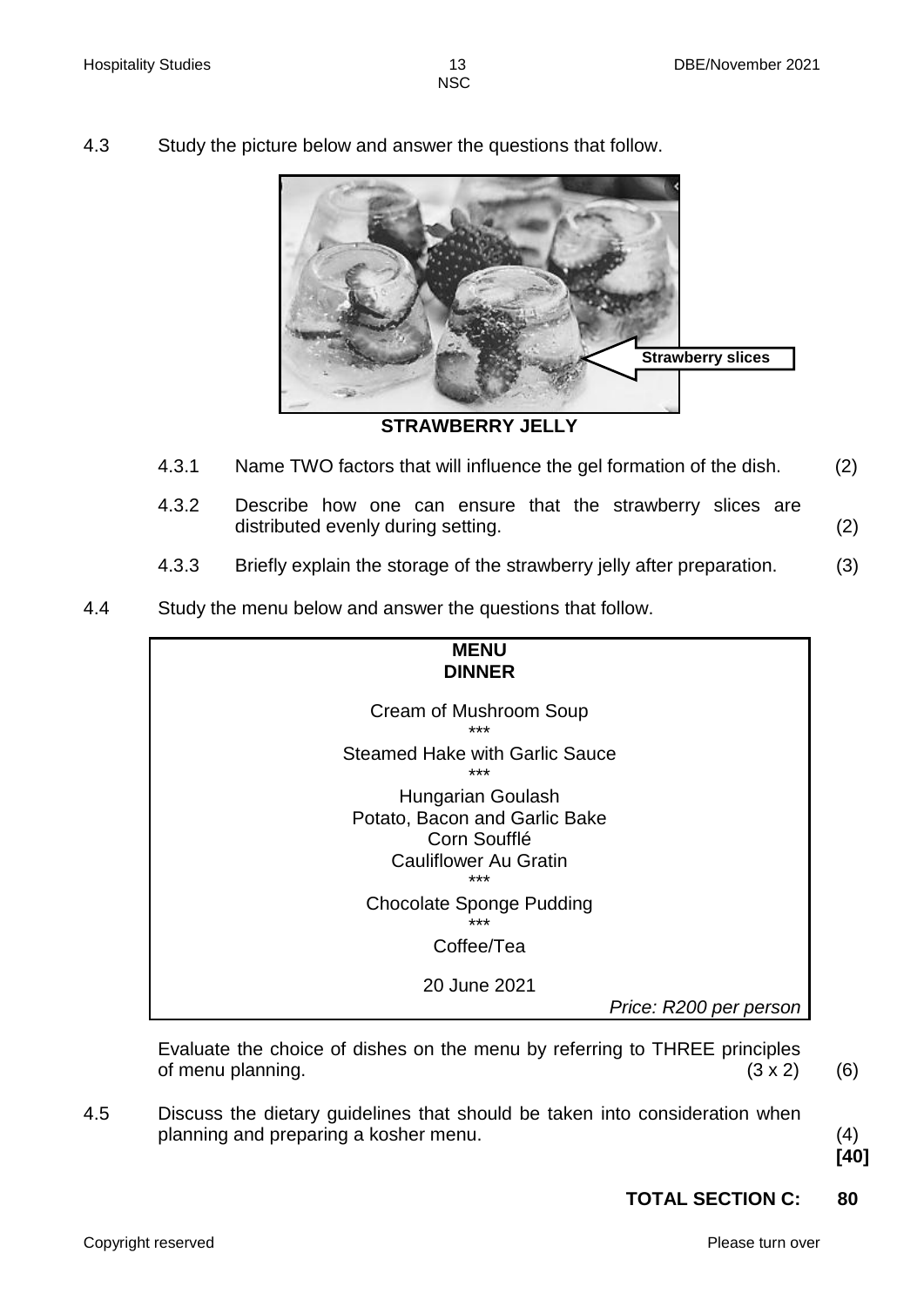4.3 Study the picture below and answer the questions that follow.

Strawberry slices

**STRAWBERRY JELLY**

4.3.1 Name TWO factors that will influence the gel formation of the dish. (2)

4.3.2 Describe how one can ensure that the strawberry slices are distributed evenly during setting. (2)

4.3.3 Briefly explain the storage of the strawberry jelly after preparation. (3)

4.4 Study the menu below and answer the questions that follow.

**MENU**
**DINNER**

Cream of Mushroom Soup
***
Steamed Hake with Garlic Sauce
***
Hungarian Goulash
Potato, Bacon and Garlic Bake
Corn Soufflé
Cauliflower Au Gratin
***
Chocolate Sponge Pudding
***
Coffee/Tea

20 June 2021

*Price: R200 per person*

Evaluate the choice of dishes on the menu by referring to THREE principles of menu planning. (3 x 2) (6)

4.5 Discuss the dietary guidelines that should be taken into consideration when planning and preparing a kosher menu. (4)

**[40]**

**TOTAL SECTION C: 80**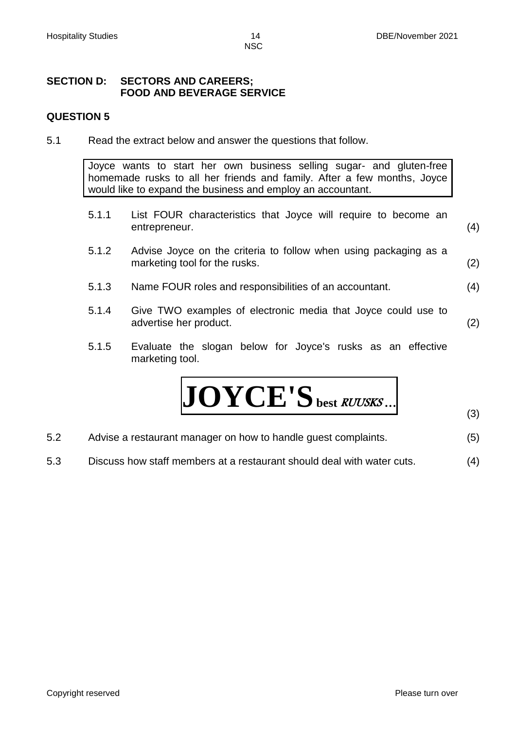## SECTION D: SECTORS AND CAREERS; FOOD AND BEVERAGE SERVICE

### QUESTION 5

5.1 Read the extract below and answer the questions that follow.

> Joyce wants to start her own business selling sugar- and gluten-free homemade rusks to all her friends and family. After a few months, Joyce would like to expand the business and employ an accountant.

5.1.1 List FOUR characteristics that Joyce will require to become an entrepreneur. (4)

5.1.2 Advise Joyce on the criteria to follow when using packaging as a marketing tool for the rusks. (2)

5.1.3 Name FOUR roles and responsibilities of an accountant. (4)

5.1.4 Give TWO examples of electronic media that Joyce could use to advertise her product. (2)

5.1.5 Evaluate the slogan below for Joyce's rusks as an effective marketing tool.

> **JOYCE'S** **best** ***RUUSKS…***

(3)

5.2 Advise a restaurant manager on how to handle guest complaints. (5)

5.3 Discuss how staff members at a restaurant should deal with water cuts. (4)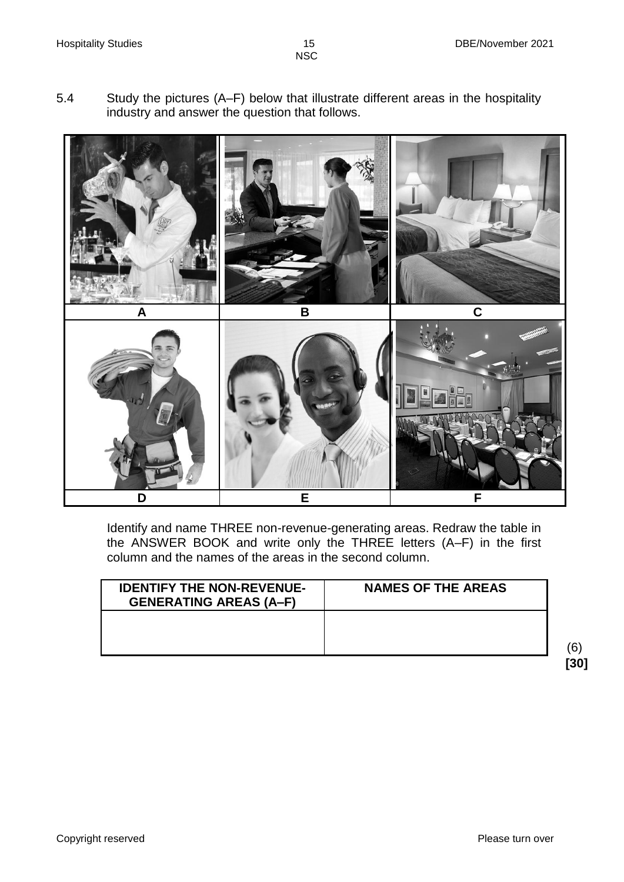5.4 Study the pictures (A–F) below that illustrate different areas in the hospitality industry and answer the question that follows.

| A | B | C |
|---|---|---|
| D | E | F |

Identify and name THREE non-revenue-generating areas. Redraw the table in the ANSWER BOOK and write only the THREE letters (A–F) in the first column and the names of the areas in the second column.

| IDENTIFY THE NON-REVENUE-GENERATING AREAS (A–F) | NAMES OF THE AREAS |
|---|---|
| | |

(6)
**[30]**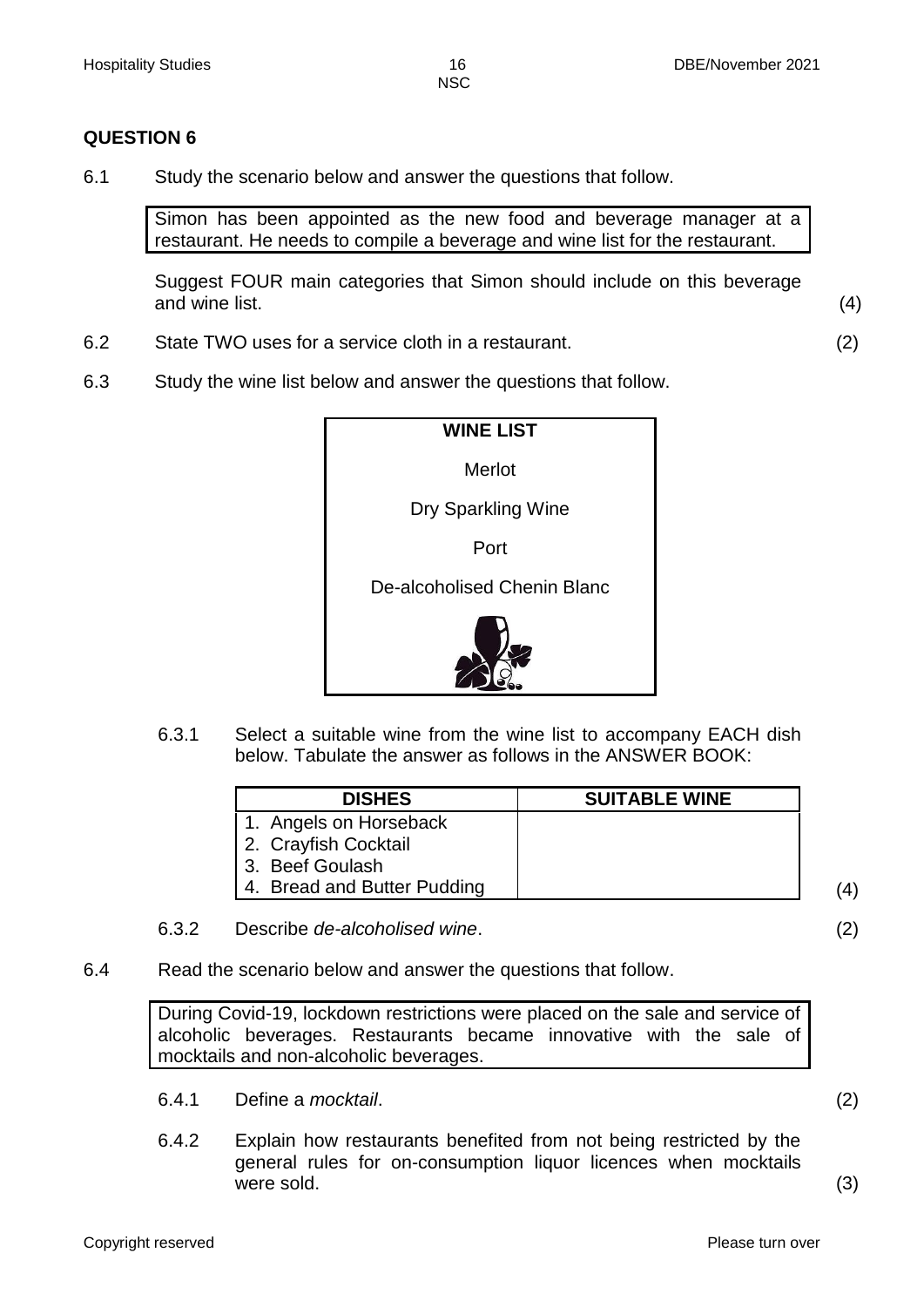## QUESTION 6

6.1 Study the scenario below and answer the questions that follow.

> Simon has been appointed as the new food and beverage manager at a restaurant. He needs to compile a beverage and wine list for the restaurant.

Suggest FOUR main categories that Simon should include on this beverage and wine list. (4)

6.2 State TWO uses for a service cloth in a restaurant. (2)

6.3 Study the wine list below and answer the questions that follow.

| **WINE LIST** |
|---|
| Merlot |
| Dry Sparkling Wine |
| Port |
| De-alcoholised Chenin Blanc |

6.3.1 Select a suitable wine from the wine list to accompany EACH dish below. Tabulate the answer as follows in the ANSWER BOOK:

| DISHES | SUITABLE WINE |
|---|---|
| 1. Angels on Horseback | |
| 2. Crayfish Cocktail | |
| 3. Beef Goulash | |
| 4. Bread and Butter Pudding | |

(4)

6.3.2 Describe *de-alcoholised wine*. (2)

6.4 Read the scenario below and answer the questions that follow.

> During Covid-19, lockdown restrictions were placed on the sale and service of alcoholic beverages. Restaurants became innovative with the sale of mocktails and non-alcoholic beverages.

6.4.1 Define a *mocktail*. (2)

6.4.2 Explain how restaurants benefited from not being restricted by the general rules for on-consumption liquor licences when mocktails were sold. (3)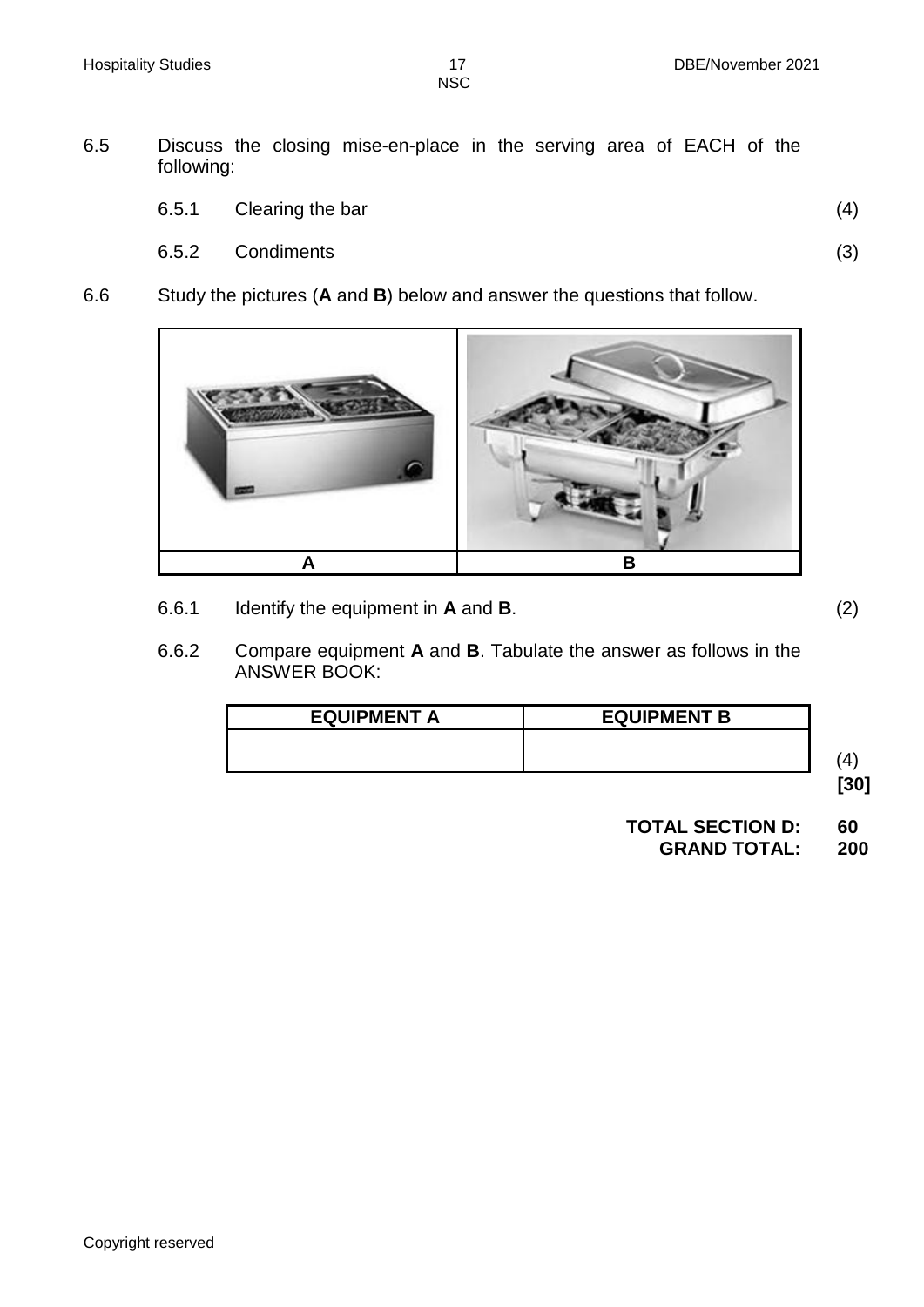6.5 Discuss the closing mise-en-place in the serving area of EACH of the following:

6.5.1 Clearing the bar (4)

6.5.2 Condiments (3)

6.6 Study the pictures (**A** and **B**) below and answer the questions that follow.

| A | B |
|---|---|

6.6.1 Identify the equipment in **A** and **B**. (2)

6.6.2 Compare equipment **A** and **B**. Tabulate the answer as follows in the ANSWER BOOK:

| EQUIPMENT A | EQUIPMENT B |
|---|---|
| | |

(4)
**[30]**

**TOTAL SECTION D: 60**
**GRAND TOTAL: 200**